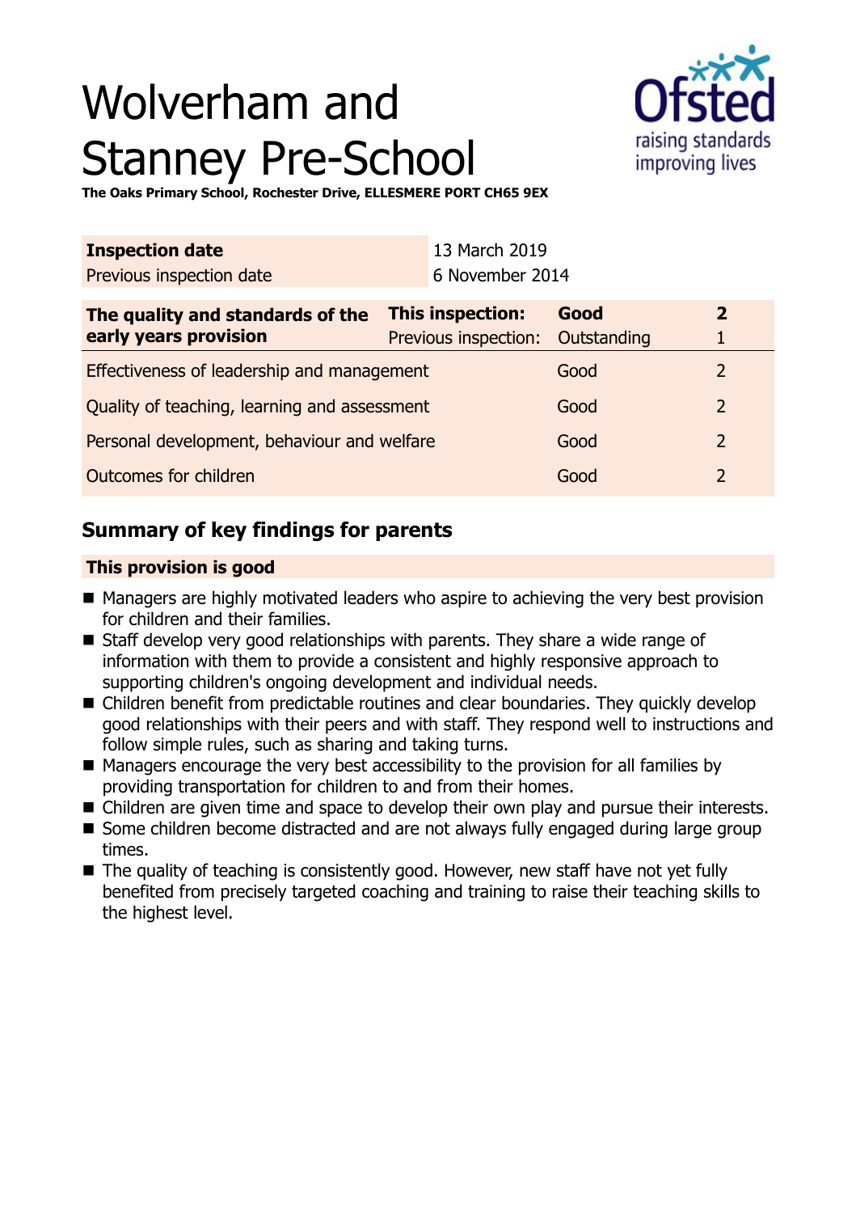# Wolverham and Stanney Pre-School

**The Oaks Primary School, Rochester Drive, ELLESMERE PORT CH65 9EX**

| **Inspection date** | 13 March 2019 |
|---|---|
| Previous inspection date | 6 November 2014 |

| **The quality and standards of the early years provision** | **This inspection:** | **Good** | **2** |
|---|---|---|---|
| | Previous inspection: | Outstanding | 1 |
| Effectiveness of leadership and management | | Good | 2 |
| Quality of teaching, learning and assessment | | Good | 2 |
| Personal development, behaviour and welfare | | Good | 2 |
| Outcomes for children | | Good | 2 |

## Summary of key findings for parents

**This provision is good**

- Managers are highly motivated leaders who aspire to achieving the very best provision for children and their families.
- Staff develop very good relationships with parents. They share a wide range of information with them to provide a consistent and highly responsive approach to supporting children's ongoing development and individual needs.
- Children benefit from predictable routines and clear boundaries. They quickly develop good relationships with their peers and with staff. They respond well to instructions and follow simple rules, such as sharing and taking turns.
- Managers encourage the very best accessibility to the provision for all families by providing transportation for children to and from their homes.
- Children are given time and space to develop their own play and pursue their interests.
- Some children become distracted and are not always fully engaged during large group times.
- The quality of teaching is consistently good. However, new staff have not yet fully benefited from precisely targeted coaching and training to raise their teaching skills to the highest level.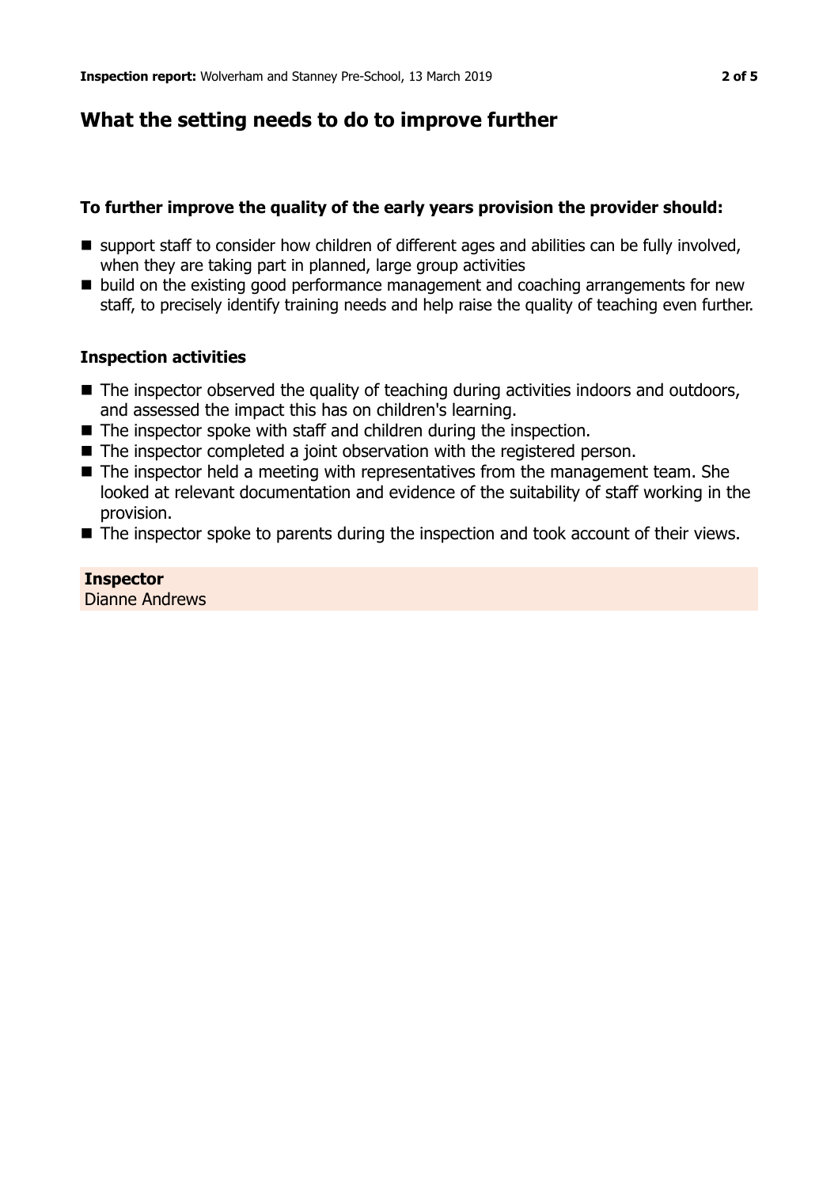## What the setting needs to do to improve further

### To further improve the quality of the early years provision the provider should:

- support staff to consider how children of different ages and abilities can be fully involved, when they are taking part in planned, large group activities
- build on the existing good performance management and coaching arrangements for new staff, to precisely identify training needs and help raise the quality of teaching even further.

### Inspection activities

- The inspector observed the quality of teaching during activities indoors and outdoors, and assessed the impact this has on children's learning.
- The inspector spoke with staff and children during the inspection.
- The inspector completed a joint observation with the registered person.
- The inspector held a meeting with representatives from the management team. She looked at relevant documentation and evidence of the suitability of staff working in the provision.
- The inspector spoke to parents during the inspection and took account of their views.

**Inspector**
Dianne Andrews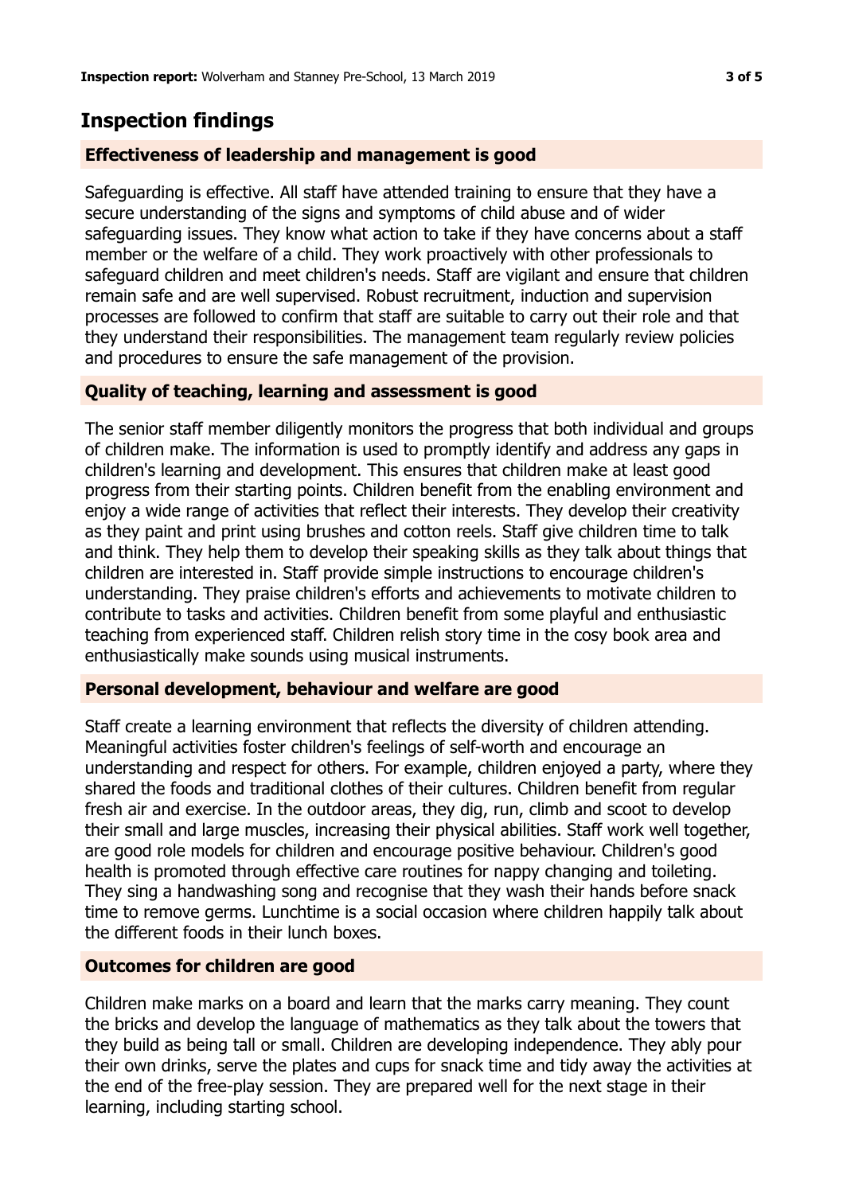## Inspection findings

### Effectiveness of leadership and management is good

Safeguarding is effective. All staff have attended training to ensure that they have a secure understanding of the signs and symptoms of child abuse and of wider safeguarding issues. They know what action to take if they have concerns about a staff member or the welfare of a child. They work proactively with other professionals to safeguard children and meet children's needs. Staff are vigilant and ensure that children remain safe and are well supervised. Robust recruitment, induction and supervision processes are followed to confirm that staff are suitable to carry out their role and that they understand their responsibilities. The management team regularly review policies and procedures to ensure the safe management of the provision.

### Quality of teaching, learning and assessment is good

The senior staff member diligently monitors the progress that both individual and groups of children make. The information is used to promptly identify and address any gaps in children's learning and development. This ensures that children make at least good progress from their starting points. Children benefit from the enabling environment and enjoy a wide range of activities that reflect their interests. They develop their creativity as they paint and print using brushes and cotton reels. Staff give children time to talk and think. They help them to develop their speaking skills as they talk about things that children are interested in. Staff provide simple instructions to encourage children's understanding. They praise children's efforts and achievements to motivate children to contribute to tasks and activities. Children benefit from some playful and enthusiastic teaching from experienced staff. Children relish story time in the cosy book area and enthusiastically make sounds using musical instruments.

### Personal development, behaviour and welfare are good

Staff create a learning environment that reflects the diversity of children attending. Meaningful activities foster children's feelings of self-worth and encourage an understanding and respect for others. For example, children enjoyed a party, where they shared the foods and traditional clothes of their cultures. Children benefit from regular fresh air and exercise. In the outdoor areas, they dig, run, climb and scoot to develop their small and large muscles, increasing their physical abilities. Staff work well together, are good role models for children and encourage positive behaviour. Children's good health is promoted through effective care routines for nappy changing and toileting. They sing a handwashing song and recognise that they wash their hands before snack time to remove germs. Lunchtime is a social occasion where children happily talk about the different foods in their lunch boxes.

### Outcomes for children are good

Children make marks on a board and learn that the marks carry meaning. They count the bricks and develop the language of mathematics as they talk about the towers that they build as being tall or small. Children are developing independence. They ably pour their own drinks, serve the plates and cups for snack time and tidy away the activities at the end of the free-play session. They are prepared well for the next stage in their learning, including starting school.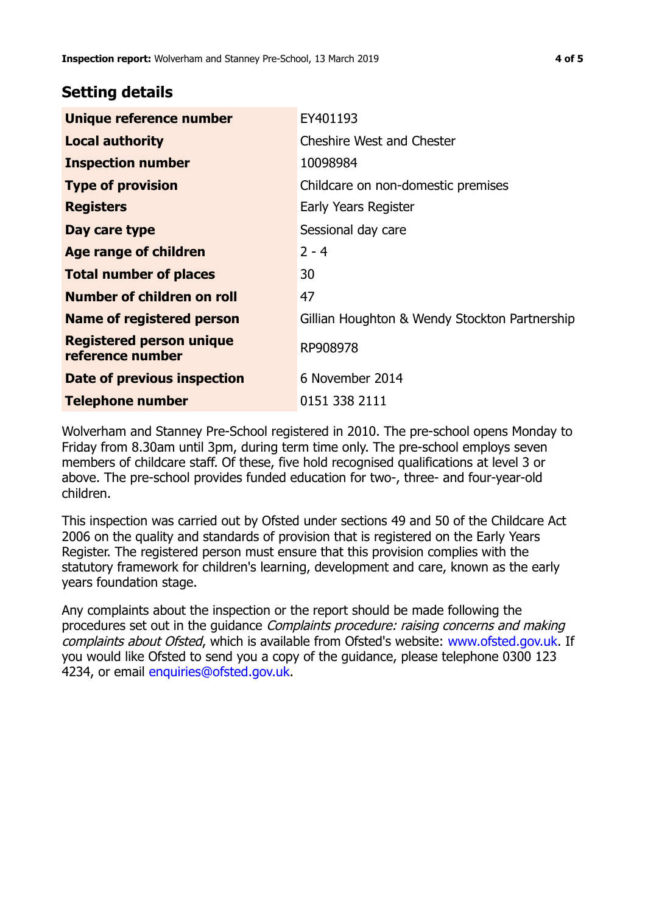## Setting details

| | |
|---|---|
| **Unique reference number** | EY401193 |
| **Local authority** | Cheshire West and Chester |
| **Inspection number** | 10098984 |
| **Type of provision** | Childcare on non-domestic premises |
| **Registers** | Early Years Register |
| **Day care type** | Sessional day care |
| **Age range of children** | 2 - 4 |
| **Total number of places** | 30 |
| **Number of children on roll** | 47 |
| **Name of registered person** | Gillian Houghton & Wendy Stockton Partnership |
| **Registered person unique reference number** | RP908978 |
| **Date of previous inspection** | 6 November 2014 |
| **Telephone number** | 0151 338 2111 |

Wolverham and Stanney Pre-School registered in 2010. The pre-school opens Monday to Friday from 8.30am until 3pm, during term time only. The pre-school employs seven members of childcare staff. Of these, five hold recognised qualifications at level 3 or above. The pre-school provides funded education for two-, three- and four-year-old children.

This inspection was carried out by Ofsted under sections 49 and 50 of the Childcare Act 2006 on the quality and standards of provision that is registered on the Early Years Register. The registered person must ensure that this provision complies with the statutory framework for children's learning, development and care, known as the early years foundation stage.

Any complaints about the inspection or the report should be made following the procedures set out in the guidance *Complaints procedure: raising concerns and making complaints about Ofsted*, which is available from Ofsted's website: www.ofsted.gov.uk. If you would like Ofsted to send you a copy of the guidance, please telephone 0300 123 4234, or email enquiries@ofsted.gov.uk.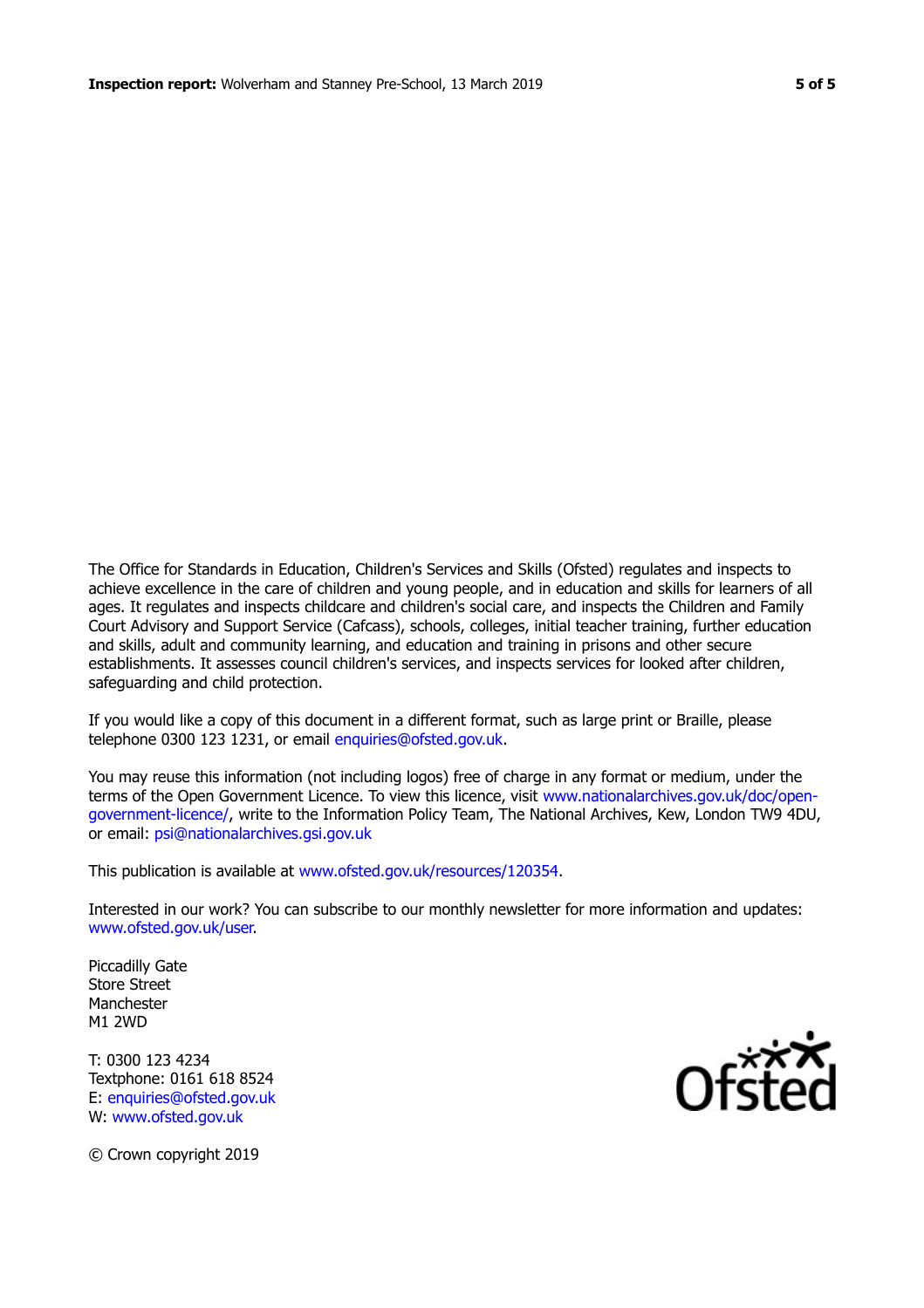The Office for Standards in Education, Children's Services and Skills (Ofsted) regulates and inspects to achieve excellence in the care of children and young people, and in education and skills for learners of all ages. It regulates and inspects childcare and children's social care, and inspects the Children and Family Court Advisory and Support Service (Cafcass), schools, colleges, initial teacher training, further education and skills, adult and community learning, and education and training in prisons and other secure establishments. It assesses council children's services, and inspects services for looked after children, safeguarding and child protection.

If you would like a copy of this document in a different format, such as large print or Braille, please telephone 0300 123 1231, or email enquiries@ofsted.gov.uk.

You may reuse this information (not including logos) free of charge in any format or medium, under the terms of the Open Government Licence. To view this licence, visit www.nationalarchives.gov.uk/doc/open-government-licence/, write to the Information Policy Team, The National Archives, Kew, London TW9 4DU, or email: psi@nationalarchives.gsi.gov.uk

This publication is available at www.ofsted.gov.uk/resources/120354.

Interested in our work? You can subscribe to our monthly newsletter for more information and updates: www.ofsted.gov.uk/user.

Piccadilly Gate
Store Street
Manchester
M1 2WD

T: 0300 123 4234
Textphone: 0161 618 8524
E: enquiries@ofsted.gov.uk
W: www.ofsted.gov.uk

© Crown copyright 2019